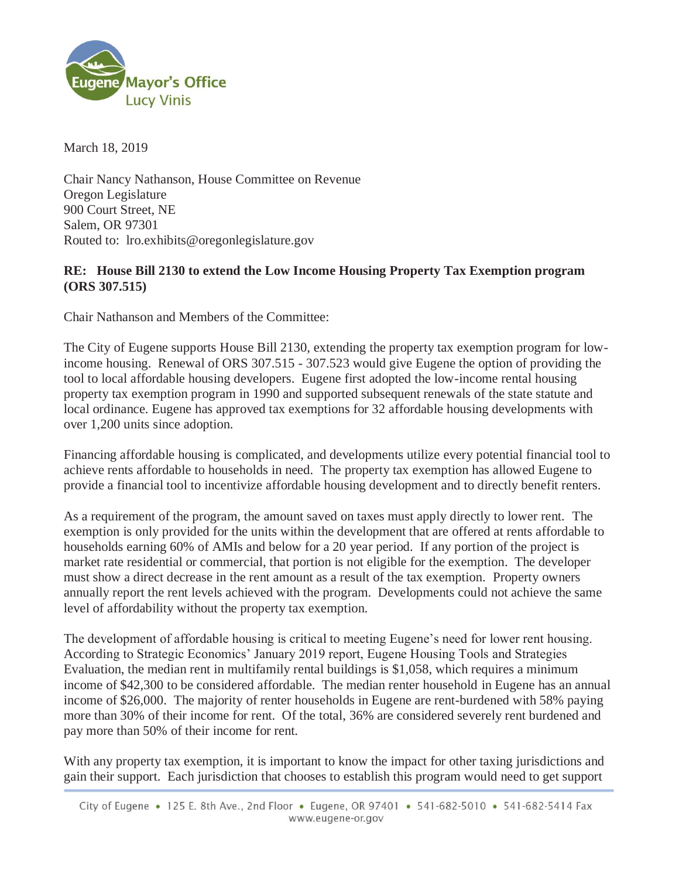Eugene Mayor's Office
Lucy Vinis

March 18, 2019

Chair Nancy Nathanson, House Committee on Revenue
Oregon Legislature
900 Court Street, NE
Salem, OR 97301
Routed to: lro.exhibits@oregonlegislature.gov

**RE: House Bill 2130 to extend the Low Income Housing Property Tax Exemption program (ORS 307.515)**

Chair Nathanson and Members of the Committee:

The City of Eugene supports House Bill 2130, extending the property tax exemption program for low-income housing. Renewal of ORS 307.515 - 307.523 would give Eugene the option of providing the tool to local affordable housing developers. Eugene first adopted the low-income rental housing property tax exemption program in 1990 and supported subsequent renewals of the state statute and local ordinance. Eugene has approved tax exemptions for 32 affordable housing developments with over 1,200 units since adoption.

Financing affordable housing is complicated, and developments utilize every potential financial tool to achieve rents affordable to households in need. The property tax exemption has allowed Eugene to provide a financial tool to incentivize affordable housing development and to directly benefit renters.

As a requirement of the program, the amount saved on taxes must apply directly to lower rent. The exemption is only provided for the units within the development that are offered at rents affordable to households earning 60% of AMIs and below for a 20 year period. If any portion of the project is market rate residential or commercial, that portion is not eligible for the exemption. The developer must show a direct decrease in the rent amount as a result of the tax exemption. Property owners annually report the rent levels achieved with the program. Developments could not achieve the same level of affordability without the property tax exemption.

The development of affordable housing is critical to meeting Eugene's need for lower rent housing. According to Strategic Economics' January 2019 report, Eugene Housing Tools and Strategies Evaluation, the median rent in multifamily rental buildings is $1,058, which requires a minimum income of $42,300 to be considered affordable. The median renter household in Eugene has an annual income of $26,000. The majority of renter households in Eugene are rent-burdened with 58% paying more than 30% of their income for rent. Of the total, 36% are considered severely rent burdened and pay more than 50% of their income for rent.

With any property tax exemption, it is important to know the impact for other taxing jurisdictions and gain their support. Each jurisdiction that chooses to establish this program would need to get support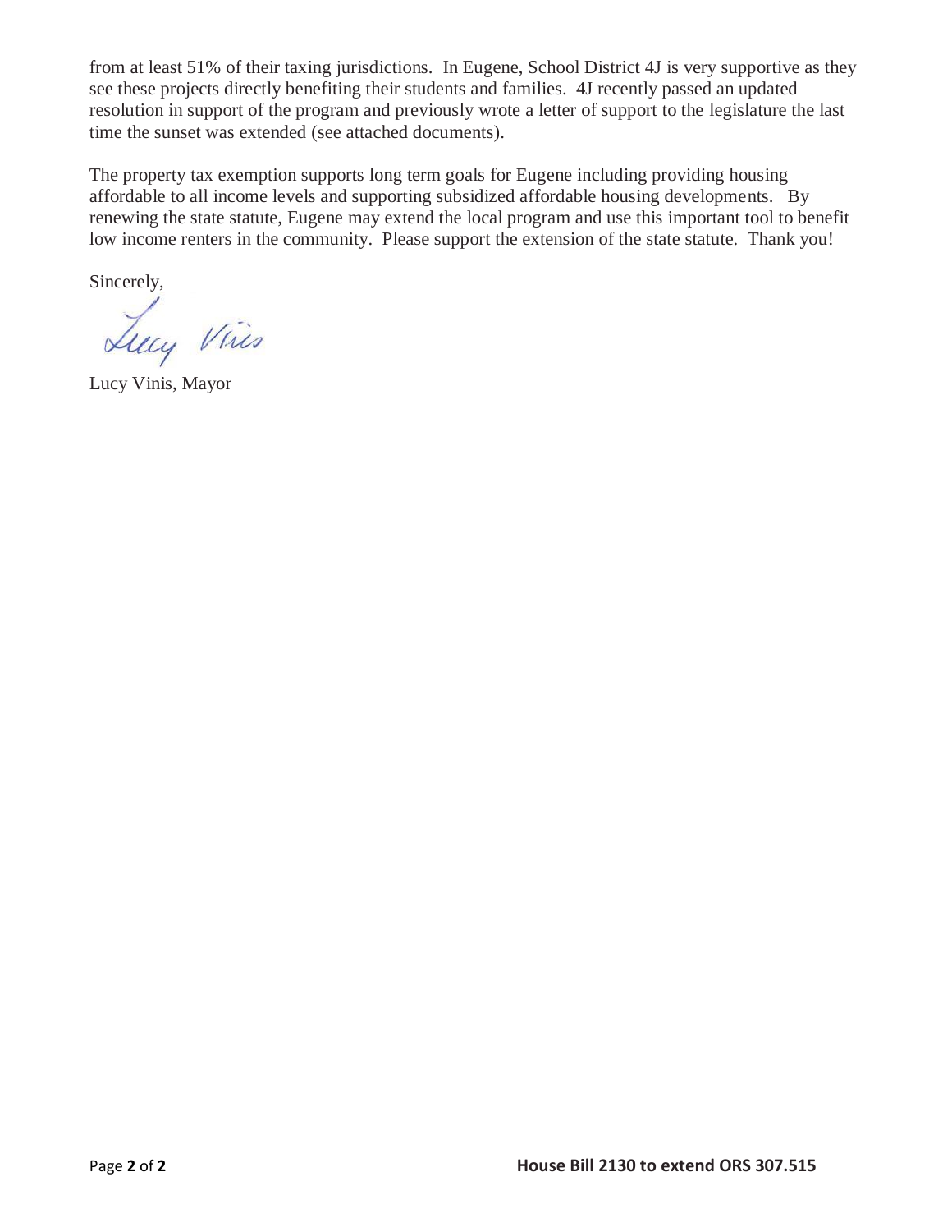from at least 51% of their taxing jurisdictions. In Eugene, School District 4J is very supportive as they see these projects directly benefiting their students and families. 4J recently passed an updated resolution in support of the program and previously wrote a letter of support to the legislature the last time the sunset was extended (see attached documents).

The property tax exemption supports long term goals for Eugene including providing housing affordable to all income levels and supporting subsidized affordable housing developments. By renewing the state statute, Eugene may extend the local program and use this important tool to benefit low income renters in the community. Please support the extension of the state statute. Thank you!

Sincerely,

Lucy Vinis, Mayor